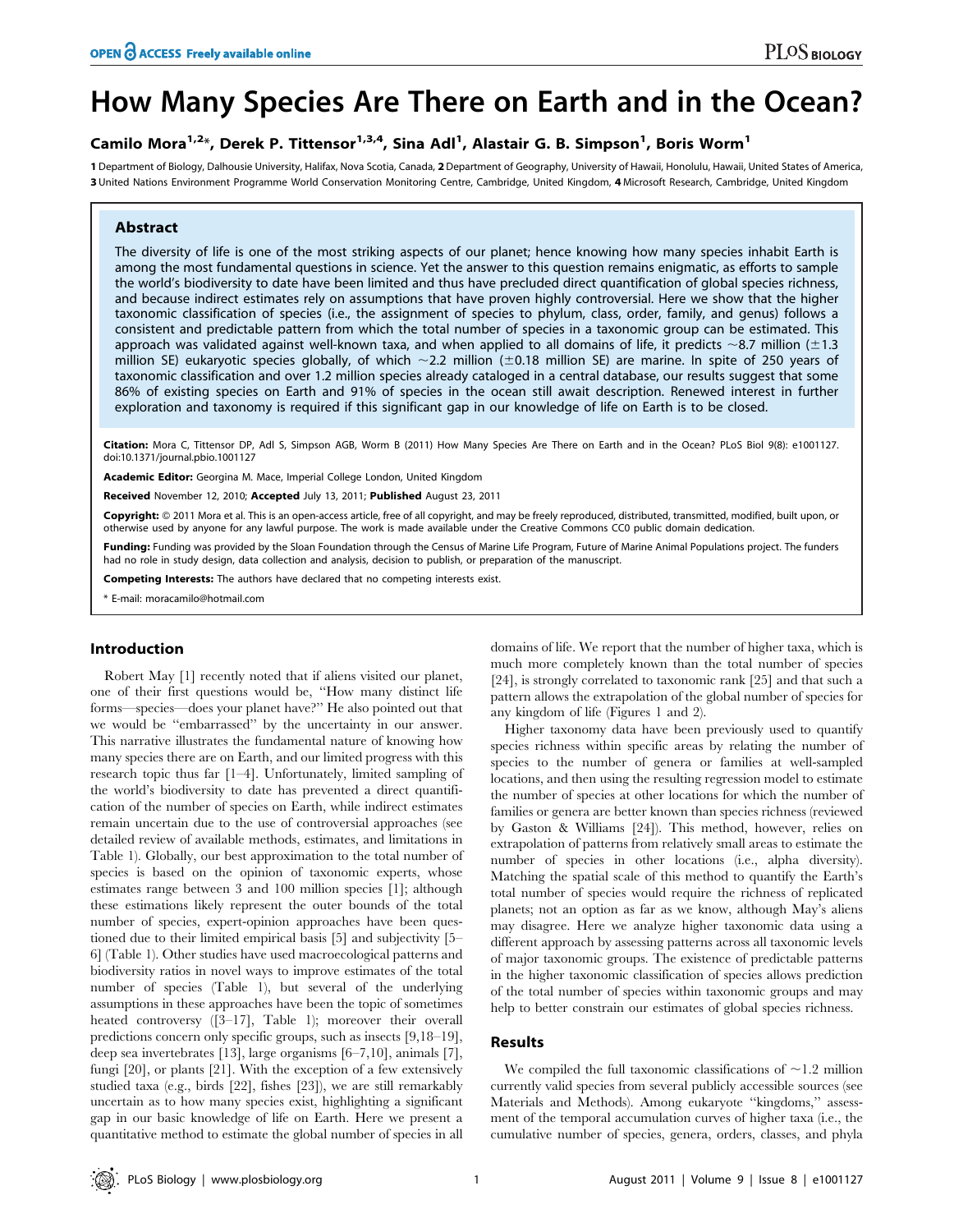# How Many Species Are There on Earth and in the Ocean?

**Camilo Mora[1,2]*, Derek P. Tittensor[1,3,4], Sina Adl[1], Alastair G. B. Simpson[1], Boris Worm[1]**

**1** Department of Biology, Dalhousie University, Halifax, Nova Scotia, Canada, **2** Department of Geography, University of Hawaii, Honolulu, Hawaii, United States of America, **3** United Nations Environment Programme World Conservation Monitoring Centre, Cambridge, United Kingdom, **4** Microsoft Research, Cambridge, United Kingdom

## Abstract

The diversity of life is one of the most striking aspects of our planet; hence knowing how many species inhabit Earth is among the most fundamental questions in science. Yet the answer to this question remains enigmatic, as efforts to sample the world's biodiversity to date have been limited and thus have precluded direct quantification of global species richness, and because indirect estimates rely on assumptions that have proven highly controversial. Here we show that the higher taxonomic classification of species (i.e., the assignment of species to phylum, class, order, family, and genus) follows a consistent and predictable pattern from which the total number of species in a taxonomic group can be estimated. This approach was validated against well-known taxa, and when applied to all domains of life, it predicts ~8.7 million (±1.3 million SE) eukaryotic species globally, of which ~2.2 million (±0.18 million SE) are marine. In spite of 250 years of taxonomic classification and over 1.2 million species already cataloged in a central database, our results suggest that some 86% of existing species on Earth and 91% of species in the ocean still await description. Renewed interest in further exploration and taxonomy is required if this significant gap in our knowledge of life on Earth is to be closed.

**Citation:** Mora C, Tittensor DP, Adl S, Simpson AGB, Worm B (2011) How Many Species Are There on Earth and in the Ocean? PLoS Biol 9(8): e1001127. doi:10.1371/journal.pbio.1001127

**Academic Editor:** Georgina M. Mace, Imperial College London, United Kingdom

**Received** November 12, 2010; **Accepted** July 13, 2011; **Published** August 23, 2011

**Copyright:** © 2011 Mora et al. This is an open-access article, free of all copyright, and may be freely reproduced, distributed, transmitted, modified, built upon, or otherwise used by anyone for any lawful purpose. The work is made available under the Creative Commons CC0 public domain dedication.

**Funding:** Funding was provided by the Sloan Foundation through the Census of Marine Life Program, Future of Marine Animal Populations project. The funders had no role in study design, data collection and analysis, decision to publish, or preparation of the manuscript.

**Competing Interests:** The authors have declared that no competing interests exist.

\* E-mail: moracamilo@hotmail.com

## Introduction

Robert May [1] recently noted that if aliens visited our planet, one of their first questions would be, "How many distinct life forms—species—does your planet have?" He also pointed out that we would be "embarrassed" by the uncertainty in our answer. This narrative illustrates the fundamental nature of knowing how many species there are on Earth, and our limited progress with this research topic thus far [1–4]. Unfortunately, limited sampling of the world's biodiversity to date has prevented a direct quantification of the number of species on Earth, while indirect estimates remain uncertain due to the use of controversial approaches (see detailed review of available methods, estimates, and limitations in Table 1). Globally, our best approximation to the total number of species is based on the opinion of taxonomic experts, whose estimates range between 3 and 100 million species [1]; although these estimations likely represent the outer bounds of the total number of species, expert-opinion approaches have been questioned due to their limited empirical basis [5] and subjectivity [5–6] (Table 1). Other studies have used macroecological patterns and biodiversity ratios in novel ways to improve estimates of the total number of species (Table 1), but several of the underlying assumptions in these approaches have been the topic of sometimes heated controversy ([3–17], Table 1); moreover their overall predictions concern only specific groups, such as insects [9,18–19], deep sea invertebrates [13], large organisms [6–7,10], animals [7], fungi [20], or plants [21]. With the exception of a few extensively studied taxa (e.g., birds [22], fishes [23]), we are still remarkably uncertain as to how many species exist, highlighting a significant gap in our basic knowledge of life on Earth. Here we present a quantitative method to estimate the global number of species in all domains of life. We report that the number of higher taxa, which is much more completely known than the total number of species [24], is strongly correlated to taxonomic rank [25] and that such a pattern allows the extrapolation of the global number of species for any kingdom of life (Figures 1 and 2).

Higher taxonomy data have been previously used to quantify species richness within specific areas by relating the number of species to the number of genera or families at well-sampled locations, and then using the resulting regression model to estimate the number of species at other locations for which the number of families or genera are better known than species richness (reviewed by Gaston & Williams [24]). This method, however, relies on extrapolation of patterns from relatively small areas to estimate the number of species in other locations (i.e., alpha diversity). Matching the spatial scale of this method to quantify the Earth's total number of species would require the richness of replicated planets; not an option as far as we know, although May's aliens may disagree. Here we analyze higher taxonomic data using a different approach by assessing patterns across all taxonomic levels of major taxonomic groups. The existence of predictable patterns in the higher taxonomic classification of species allows prediction of the total number of species within taxonomic groups and may help to better constrain our estimates of global species richness.

## Results

We compiled the full taxonomic classifications of ~1.2 million currently valid species from several publicly accessible sources (see Materials and Methods). Among eukaryote "kingdoms," assessment of the temporal accumulation curves of higher taxa (i.e., the cumulative number of species, genera, orders, classes, and phyla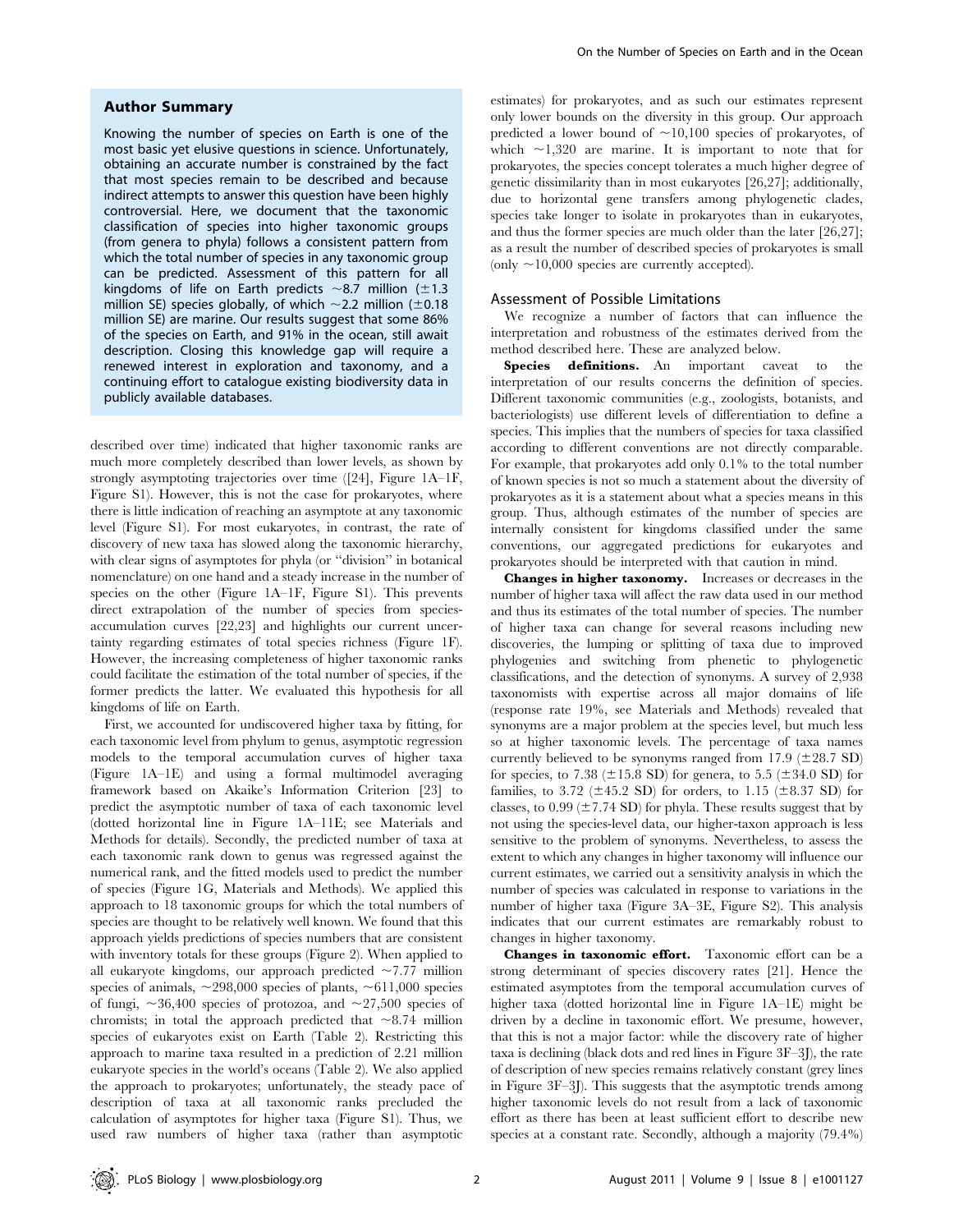## Author Summary

Knowing the number of species on Earth is one of the most basic yet elusive questions in science. Unfortunately, obtaining an accurate number is constrained by the fact that most species remain to be described and because indirect attempts to answer this question have been highly controversial. Here, we document that the taxonomic classification of species into higher taxonomic groups (from genera to phyla) follows a consistent pattern from which the total number of species in any taxonomic group can be predicted. Assessment of this pattern for all kingdoms of life on Earth predicts ~8.7 million (±1.3 million SE) species globally, of which ~2.2 million (±0.18 million SE) are marine. Our results suggest that some 86% of the species on Earth, and 91% in the ocean, still await description. Closing this knowledge gap will require a renewed interest in exploration and taxonomy, and a continuing effort to catalogue existing biodiversity data in publicly available databases.

described over time) indicated that higher taxonomic ranks are much more completely described than lower levels, as shown by strongly asymptoting trajectories over time ([24], Figure 1A–1F, Figure S1). However, this is not the case for prokaryotes, where there is little indication of reaching an asymptote at any taxonomic level (Figure S1). For most eukaryotes, in contrast, the rate of discovery of new taxa has slowed along the taxonomic hierarchy, with clear signs of asymptotes for phyla (or "division" in botanical nomenclature) on one hand and a steady increase in the number of species on the other (Figure 1A–1F, Figure S1). This prevents direct extrapolation of the number of species from species-accumulation curves [22,23] and highlights our current uncertainty regarding estimates of total species richness (Figure 1F). However, the increasing completeness of higher taxonomic ranks could facilitate the estimation of the total number of species, if the former predicts the latter. We evaluated this hypothesis for all kingdoms of life on Earth.

First, we accounted for undiscovered higher taxa by fitting, for each taxonomic level from phylum to genus, asymptotic regression models to the temporal accumulation curves of higher taxa (Figure 1A–1E) and using a formal multimodel averaging framework based on Akaike's Information Criterion [23] to predict the asymptotic number of taxa of each taxonomic level (dotted horizontal line in Figure 1A–11E; see Materials and Methods for details). Secondly, the predicted number of taxa at each taxonomic rank down to genus was regressed against the numerical rank, and the fitted models used to predict the number of species (Figure 1G, Materials and Methods). We applied this approach to 18 taxonomic groups for which the total numbers of species are thought to be relatively well known. We found that this approach yields predictions of species numbers that are consistent with inventory totals for these groups (Figure 2). When applied to all eukaryote kingdoms, our approach predicted ~7.77 million species of animals, ~298,000 species of plants, ~611,000 species of fungi, ~36,400 species of protozoa, and ~27,500 species of chromists; in total the approach predicted that ~8.74 million species of eukaryotes exist on Earth (Table 2). Restricting this approach to marine taxa resulted in a prediction of 2.21 million eukaryote species in the world's oceans (Table 2). We also applied the approach to prokaryotes; unfortunately, the steady pace of description of taxa at all taxonomic ranks precluded the calculation of asymptotes for higher taxa (Figure S1). Thus, we used raw numbers of higher taxa (rather than asymptotic estimates) for prokaryotes, and as such our estimates represent only lower bounds on the diversity in this group. Our approach predicted a lower bound of ~10,100 species of prokaryotes, of which ~1,320 are marine. It is important to note that for prokaryotes, the species concept tolerates a much higher degree of genetic dissimilarity than in most eukaryotes [26,27]; additionally, due to horizontal gene transfers among phylogenetic clades, species take longer to isolate in prokaryotes than in eukaryotes, and thus the former species are much older than the later [26,27]; as a result the number of described species of prokaryotes is small (only ~10,000 species are currently accepted).

### Assessment of Possible Limitations

We recognize a number of factors that can influence the interpretation and robustness of the estimates derived from the method described here. These are analyzed below.

**Species definitions.** An important caveat to the interpretation of our results concerns the definition of species. Different taxonomic communities (e.g., zoologists, botanists, and bacteriologists) use different levels of differentiation to define a species. This implies that the numbers of species for taxa classified according to different conventions are not directly comparable. For example, that prokaryotes add only 0.1% to the total number of known species is not so much a statement about the diversity of prokaryotes as it is a statement about what a species means in this group. Thus, although estimates of the number of species are internally consistent for kingdoms classified under the same conventions, our aggregated predictions for eukaryotes and prokaryotes should be interpreted with that caution in mind.

**Changes in higher taxonomy.** Increases or decreases in the number of higher taxa will affect the raw data used in our method and thus its estimates of the total number of species. The number of higher taxa can change for several reasons including new discoveries, the lumping or splitting of taxa due to improved phylogenies and switching from phenetic to phylogenetic classifications, and the detection of synonyms. A survey of 2,938 taxonomists with expertise across all major domains of life (response rate 19%, see Materials and Methods) revealed that synonyms are a major problem at the species level, but much less so at higher taxonomic levels. The percentage of taxa names currently believed to be synonyms ranged from 17.9 (±28.7 SD) for species, to 7.38 (±15.8 SD) for genera, to 5.5 (±34.0 SD) for families, to 3.72 (±45.2 SD) for orders, to 1.15 (±8.37 SD) for classes, to 0.99 (±7.74 SD) for phyla. These results suggest that by not using the species-level data, our higher-taxon approach is less sensitive to the problem of synonyms. Nevertheless, to assess the extent to which any changes in higher taxonomy will influence our current estimates, we carried out a sensitivity analysis in which the number of species was calculated in response to variations in the number of higher taxa (Figure 3A–3E, Figure S2). This analysis indicates that our current estimates are remarkably robust to changes in higher taxonomy.

**Changes in taxonomic effort.** Taxonomic effort can be a strong determinant of species discovery rates [21]. Hence the estimated asymptotes from the temporal accumulation curves of higher taxa (dotted horizontal line in Figure 1A–1E) might be driven by a decline in taxonomic effort. We presume, however, that this is not a major factor: while the discovery rate of higher taxa is declining (black dots and red lines in Figure 3F–3J), the rate of description of new species remains relatively constant (grey lines in Figure 3F–3J). This suggests that the asymptotic trends among higher taxonomic levels do not result from a lack of taxonomic effort as there has been at least sufficient effort to describe new species at a constant rate. Secondly, although a majority (79.4%)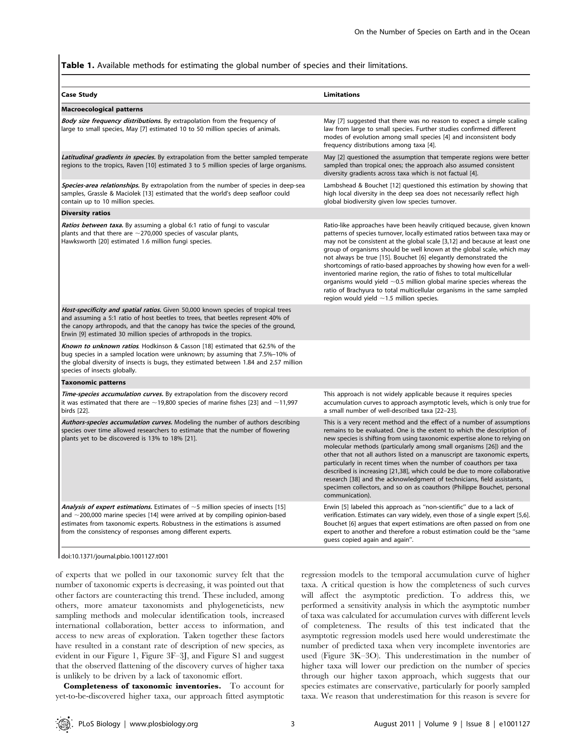**Table 1.** Available methods for estimating the global number of species and their limitations.

| Case Study | Limitations |
|---|---|
| **Macroecological patterns** | |
| ***Body size frequency distributions.*** By extrapolation from the frequency of large to small species, May [7] estimated 10 to 50 million species of animals. | May [7] suggested that there was no reason to expect a simple scaling law from large to small species. Further studies confirmed different modes of evolution among small species [4] and inconsistent body frequency distributions among taxa [4]. |
| ***Latitudinal gradients in species.*** By extrapolation from the better sampled temperate regions to the tropics, Raven [10] estimated 3 to 5 million species of large organisms. | May [2] questioned the assumption that temperate regions were better sampled than tropical ones; the approach also assumed consistent diversity gradients across taxa which is not factual [4]. |
| ***Species-area relationships.*** By extrapolation from the number of species in deep-sea samples, Grassle & Maciolek [13] estimated that the world's deep seafloor could contain up to 10 million species. | Lambshead & Bouchet [12] questioned this estimation by showing that high local diversity in the deep sea does not necessarily reflect high global biodiversity given low species turnover. |
| **Diversity ratios** | |
| ***Ratios between taxa.*** By assuming a global 6:1 ratio of fungi to vascular plants and that there are ~270,000 species of vascular plants, Hawksworth [20] estimated 1.6 million fungi species. | Ratio-like approaches have been heavily critiqued because, given known patterns of species turnover, locally estimated ratios between taxa may or may not be consistent at the global scale [3,12] and because at least one group of organisms should be well known at the global scale, which may not always be true [15]. Bouchet [6] elegantly demonstrated the shortcomings of ratio-based approaches by showing how even for a well-inventoried marine region, the ratio of fishes to total multicellular organisms would yield ~0.5 million global marine species whereas the ratio of Brachyura to total multicellular organisms in the same sampled region would yield ~1.5 million species. |
| ***Host-specificity and spatial ratios.*** Given 50,000 known species of tropical trees and assuming a 5:1 ratio of host beetles to trees, that beetles represent 40% of the canopy arthropods, and that the canopy has twice the species of the ground, Erwin [9] estimated 30 million species of arthropods in the tropics. | |
| ***Known to unknown ratios.*** Hodkinson & Casson [18] estimated that 62.5% of the bug species in a sampled location were unknown; by assuming that 7.5%–10% of the global diversity of insects is bugs, they estimated between 1.84 and 2.57 million species of insects globally. | |
| **Taxonomic patterns** | |
| ***Time-species accumulation curves.*** By extrapolation from the discovery record it was estimated that there are ~19,800 species of marine fishes [23] and ~11,997 birds [22]. | This approach is not widely applicable because it requires species accumulation curves to approach asymptotic levels, which is only true for a small number of well-described taxa [22–23]. |
| ***Authors-species accumulation curves.*** Modeling the number of authors describing species over time allowed researchers to estimate that the number of flowering plants yet to be discovered is 13% to 18% [21]. | This is a very recent method and the effect of a number of assumptions remains to be evaluated. One is the extent to which the description of new species is shifting from using taxonomic expertise alone to relying on molecular methods (particularly among small organisms [26]) and the other that not all authors listed on a manuscript are taxonomic experts, particularly in recent times when the number of coauthors per taxa described is increasing [21,38], which could be due to more collaborative research [38] and the acknowledgment of technicians, field assistants, specimen collectors, and so on as coauthors (Philippe Bouchet, personal communication). |
| ***Analysis of expert estimations.*** Estimates of ~5 million species of insects [15] and ~200,000 marine species [14] were arrived at by compiling opinion-based estimates from taxonomic experts. Robustness in the estimations is assumed from the consistency of responses among different experts. | Erwin [5] labeled this approach as "non-scientific" due to a lack of verification. Estimates can vary widely, even those of a single expert [5,6]. Bouchet [6] argues that expert estimations are often passed on from one expert to another and therefore a robust estimation could be the "same guess copied again and again". |

doi:10.1371/journal.pbio.1001127.t001

of experts that we polled in our taxonomic survey felt that the number of taxonomic experts is decreasing, it was pointed out that other factors are counteracting this trend. These included, among others, more amateur taxonomists and phylogeneticists, new sampling methods and molecular identification tools, increased international collaboration, better access to information, and access to new areas of exploration. Taken together these factors have resulted in a constant rate of description of new species, as evident in our Figure 1, Figure 3F–3J, and Figure S1 and suggest that the observed flattening of the discovery curves of higher taxa is unlikely to be driven by a lack of taxonomic effort.

**Completeness of taxonomic inventories.** To account for yet-to-be-discovered higher taxa, our approach fitted asymptotic regression models to the temporal accumulation curve of higher taxa. A critical question is how the completeness of such curves will affect the asymptotic prediction. To address this, we performed a sensitivity analysis in which the asymptotic number of taxa was calculated for accumulation curves with different levels of completeness. The results of this test indicated that the asymptotic regression models used here would underestimate the number of predicted taxa when very incomplete inventories are used (Figure 3K–3O). This underestimation in the number of higher taxa will lower our prediction on the number of species through our higher taxon approach, which suggests that our species estimates are conservative, particularly for poorly sampled taxa. We reason that underestimation for this reason is severe for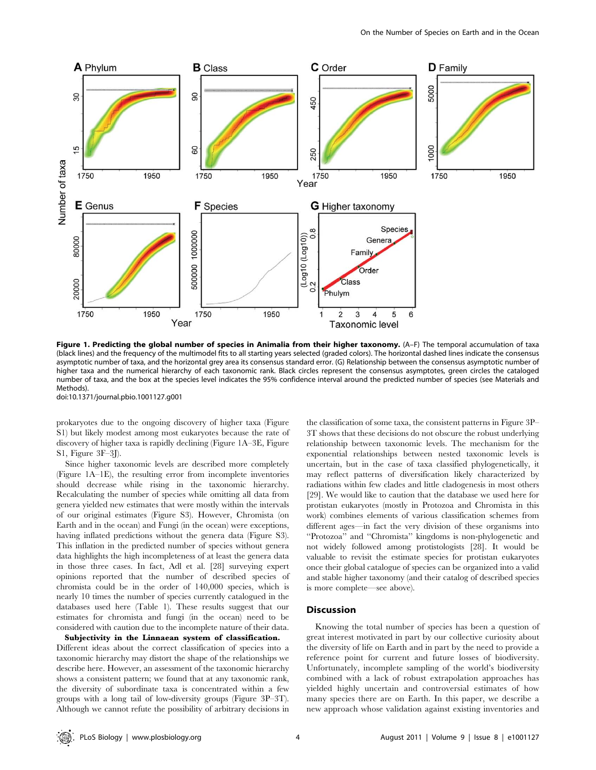**Figure 1. Predicting the global number of species in Animalia from their higher taxonomy.** (A–F) The temporal accumulation of taxa (black lines) and the frequency of the multimodel fits to all starting years selected (graded colors). The horizontal dashed lines indicate the consensus asymptotic number of taxa, and the horizontal grey area its consensus standard error. (G) Relationship between the consensus asymptotic number of higher taxa and the numerical hierarchy of each taxonomic rank. Black circles represent the consensus asymptotes, green circles the cataloged number of taxa, and the box at the species level indicates the 95% confidence interval around the predicted number of species (see Materials and Methods).
doi:10.1371/journal.pbio.1001127.g001

prokaryotes due to the ongoing discovery of higher taxa (Figure S1) but likely modest among most eukaryotes because the rate of discovery of higher taxa is rapidly declining (Figure 1A–3E, Figure S1, Figure 3F–3J).

Since higher taxonomic levels are described more completely (Figure 1A–1E), the resulting error from incomplete inventories should decrease while rising in the taxonomic hierarchy. Recalculating the number of species while omitting all data from genera yielded new estimates that were mostly within the intervals of our original estimates (Figure S3). However, Chromista (on Earth and in the ocean) and Fungi (in the ocean) were exceptions, having inflated predictions without the genera data (Figure S3). This inflation in the predicted number of species without genera data highlights the high incompleteness of at least the genera data in those three cases. In fact, Adl et al. [28] surveying expert opinions reported that the number of described species of chromista could be in the order of 140,000 species, which is nearly 10 times the number of species currently catalogued in the databases used here (Table 1). These results suggest that our estimates for chromista and fungi (in the ocean) need to be considered with caution due to the incomplete nature of their data.

**Subjectivity in the Linnaean system of classification.** Different ideas about the correct classification of species into a taxonomic hierarchy may distort the shape of the relationships we describe here. However, an assessment of the taxonomic hierarchy shows a consistent pattern; we found that at any taxonomic rank, the diversity of subordinate taxa is concentrated within a few groups with a long tail of low-diversity groups (Figure 3P–3T). Although we cannot refute the possibility of arbitrary decisions in the classification of some taxa, the consistent patterns in Figure 3P–3T shows that these decisions do not obscure the robust underlying relationship between taxonomic levels. The mechanism for the exponential relationships between nested taxonomic levels is uncertain, but in the case of taxa classified phylogenetically, it may reflect patterns of diversification likely characterized by radiations within few clades and little cladogenesis in most others [29]. We would like to caution that the database we used here for protistan eukaryotes (mostly in Protozoa and Chromista in this work) combines elements of various classification schemes from different ages—in fact the very division of these organisms into "Protozoa" and "Chromista" kingdoms is non-phylogenetic and not widely followed among protistologists [28]. It would be valuable to revisit the estimate species for protistan eukaryotes once their global catalogue of species can be organized into a valid and stable higher taxonomy (and their catalog of described species is more complete—see above).

## Discussion

Knowing the total number of species has been a question of great interest motivated in part by our collective curiosity about the diversity of life on Earth and in part by the need to provide a reference point for current and future losses of biodiversity. Unfortunately, incomplete sampling of the world's biodiversity combined with a lack of robust extrapolation approaches has yielded highly uncertain and controversial estimates of how many species there are on Earth. In this paper, we describe a new approach whose validation against existing inventories and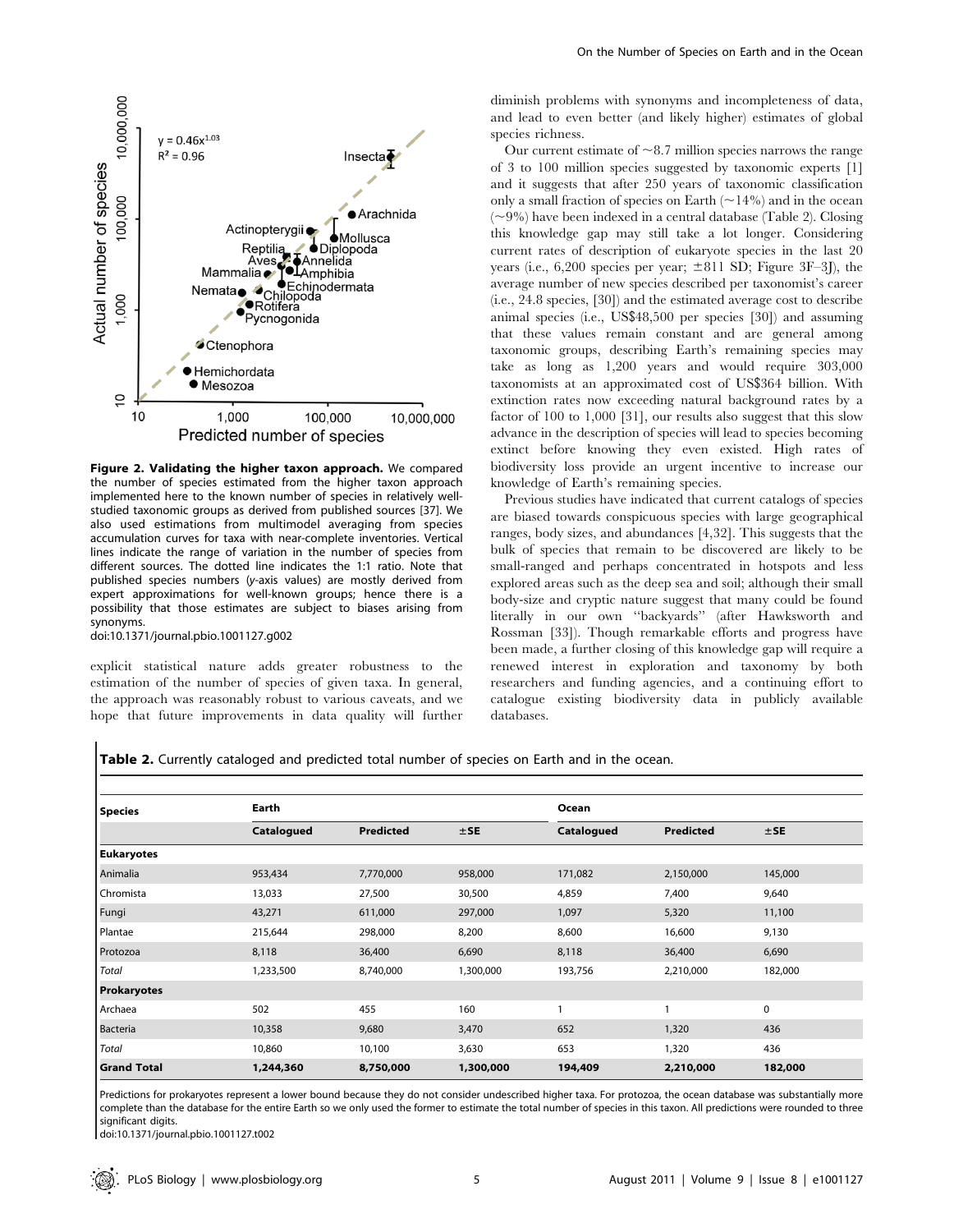**Figure 2. Validating the higher taxon approach.** We compared the number of species estimated from the higher taxon approach implemented here to the known number of species in relatively well-studied taxonomic groups as derived from published sources [37]. We also used estimations from multimodel averaging from species accumulation curves for taxa with near-complete inventories. Vertical lines indicate the range of variation in the number of species from different sources. The dotted line indicates the 1:1 ratio. Note that published species numbers (y-axis values) are mostly derived from expert approximations for well-known groups; hence there is a possibility that those estimates are subject to biases arising from synonyms.
doi:10.1371/journal.pbio.1001127.g002

explicit statistical nature adds greater robustness to the estimation of the number of species of given taxa. In general, the approach was reasonably robust to various caveats, and we hope that future improvements in data quality will further diminish problems with synonyms and incompleteness of data, and lead to even better (and likely higher) estimates of global species richness.

Our current estimate of ~8.7 million species narrows the range of 3 to 100 million species suggested by taxonomic experts [1] and it suggests that after 250 years of taxonomic classification only a small fraction of species on Earth (~14%) and in the ocean (~9%) have been indexed in a central database (Table 2). Closing this knowledge gap may still take a lot longer. Considering current rates of description of eukaryote species in the last 20 years (i.e., 6,200 species per year; ±811 SD; Figure 3F–3J), the average number of new species described per taxonomist's career (i.e., 24.8 species, [30]) and the estimated average cost to describe animal species (i.e., US$48,500 per species [30]) and assuming that these values remain constant and are general among taxonomic groups, describing Earth's remaining species may take as long as 1,200 years and would require 303,000 taxonomists at an approximated cost of US$364 billion. With extinction rates now exceeding natural background rates by a factor of 100 to 1,000 [31], our results also suggest that this slow advance in the description of species will lead to species becoming extinct before knowing they even existed. High rates of biodiversity loss provide an urgent incentive to increase our knowledge of Earth's remaining species.

Previous studies have indicated that current catalogs of species are biased towards conspicuous species with large geographical ranges, body sizes, and abundances [4,32]. This suggests that the bulk of species that remain to be discovered are likely to be small-ranged and perhaps concentrated in hotspots and less explored areas such as the deep sea and soil; although their small body-size and cryptic nature suggest that many could be found literally in our own "backyards" (after Hawksworth and Rossman [33]). Though remarkable efforts and progress have been made, a further closing of this knowledge gap will require a renewed interest in exploration and taxonomy by both researchers and funding agencies, and a continuing effort to catalogue existing biodiversity data in publicly available databases.

**Table 2.** Currently cataloged and predicted total number of species on Earth and in the ocean.

| Species | Earth | | | Ocean | | |
|---|---|---|---|---|---|---|
| | Catalogued | Predicted | ±SE | Catalogued | Predicted | ±SE |
| **Eukaryotes** | | | | | | |
| Animalia | 953,434 | 7,770,000 | 958,000 | 171,082 | 2,150,000 | 145,000 |
| Chromista | 13,033 | 27,500 | 30,500 | 4,859 | 7,400 | 9,640 |
| Fungi | 43,271 | 611,000 | 297,000 | 1,097 | 5,320 | 11,100 |
| Plantae | 215,644 | 298,000 | 8,200 | 8,600 | 16,600 | 9,130 |
| Protozoa | 8,118 | 36,400 | 6,690 | 8,118 | 36,400 | 6,690 |
| *Total* | 1,233,500 | 8,740,000 | 1,300,000 | 193,756 | 2,210,000 | 182,000 |
| **Prokaryotes** | | | | | | |
| Archaea | 502 | 455 | 160 | 1 | 1 | 0 |
| Bacteria | 10,358 | 9,680 | 3,470 | 652 | 1,320 | 436 |
| *Total* | 10,860 | 10,100 | 3,630 | 653 | 1,320 | 436 |
| **Grand Total** | **1,244,360** | **8,750,000** | **1,300,000** | **194,409** | **2,210,000** | **182,000** |

Predictions for prokaryotes represent a lower bound because they do not consider undescribed higher taxa. For protozoa, the ocean database was substantially more complete than the database for the entire Earth so we only used the former to estimate the total number of species in this taxon. All predictions were rounded to three significant digits.
doi:10.1371/journal.pbio.1001127.t002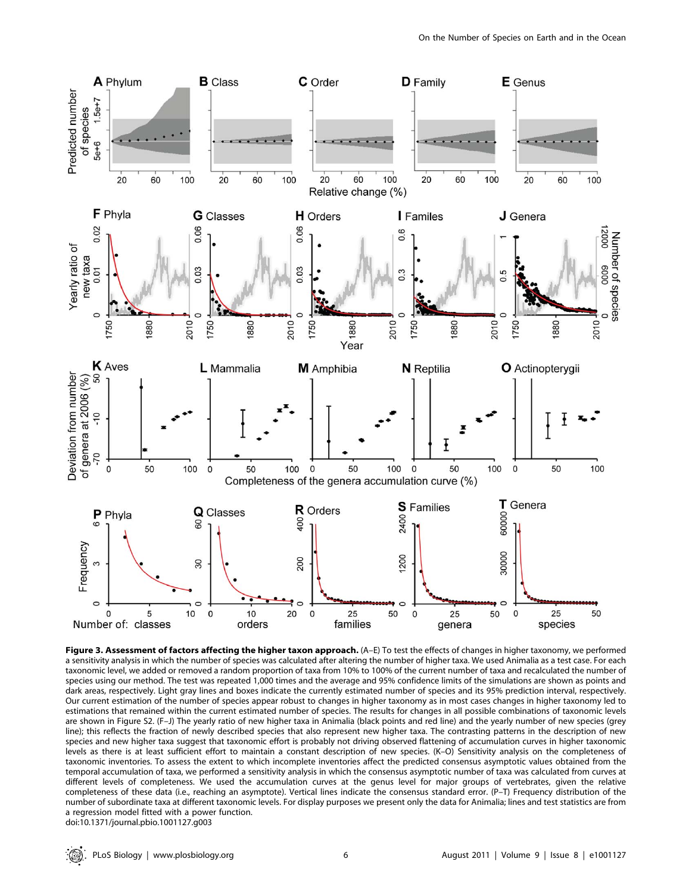**Figure 3. Assessment of factors affecting the higher taxon approach.** (A–E) To test the effects of changes in higher taxonomy, we performed a sensitivity analysis in which the number of species was calculated after altering the number of higher taxa. We used Animalia as a test case. For each taxonomic level, we added or removed a random proportion of taxa from 10% to 100% of the current number of taxa and recalculated the number of species using our method. The test was repeated 1,000 times and the average and 95% confidence limits of the simulations are shown as points and dark areas, respectively. Light gray lines and boxes indicate the currently estimated number of species and its 95% prediction interval, respectively. Our current estimation of the number of species appear robust to changes in higher taxonomy as in most cases changes in higher taxonomy led to estimations that remained within the current estimated number of species. The results for changes in all possible combinations of taxonomic levels are shown in Figure S2. (F–J) The yearly ratio of new higher taxa in Animalia (black points and red line) and the yearly number of new species (grey line); this reflects the fraction of newly described species that also represent new higher taxa. The contrasting patterns in the description of new species and new higher taxa suggest that taxonomic effort is probably not driving observed flattening of accumulation curves in higher taxonomic levels as there is at least sufficient effort to maintain a constant description of new species. (K–O) Sensitivity analysis on the completeness of taxonomic inventories. To assess the extent to which incomplete inventories affect the predicted consensus asymptotic values obtained from the temporal accumulation of taxa, we performed a sensitivity analysis in which the consensus asymptotic number of taxa was calculated from curves at different levels of completeness. We used the accumulation curves at the genus level for major groups of vertebrates, given the relative completeness of these data (i.e., reaching an asymptote). Vertical lines indicate the consensus standard error. (P–T) Frequency distribution of the number of subordinate taxa at different taxonomic levels. For display purposes we present only the data for Animalia; lines and test statistics are from a regression model fitted with a power function.
doi:10.1371/journal.pbio.1001127.g003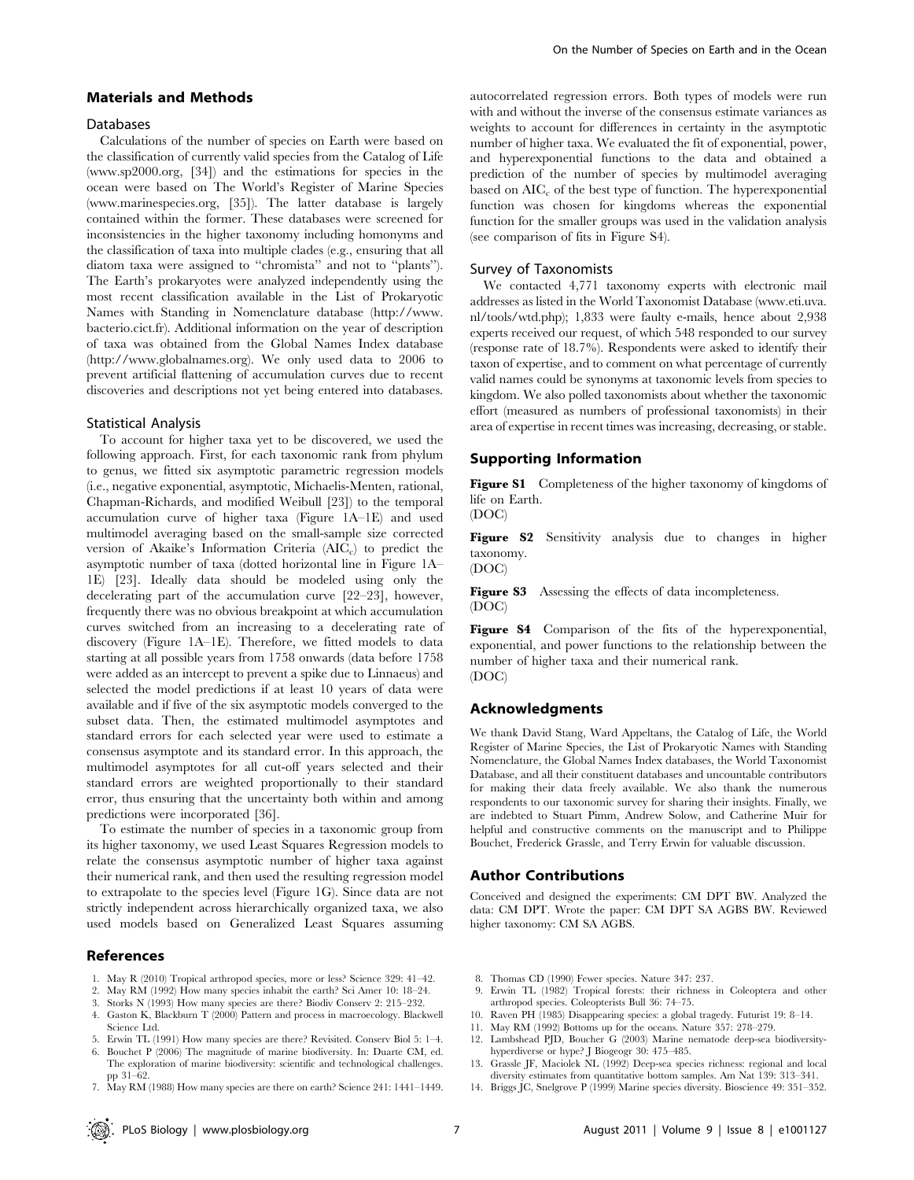## Materials and Methods

### Databases

Calculations of the number of species on Earth were based on the classification of currently valid species from the Catalog of Life (www.sp2000.org, [34]) and the estimations for species in the ocean were based on The World's Register of Marine Species (www.marinespecies.org, [35]). The latter database is largely contained within the former. These databases were screened for inconsistencies in the higher taxonomy including homonyms and the classification of taxa into multiple clades (e.g., ensuring that all diatom taxa were assigned to "chromista" and not to "plants"). The Earth's prokaryotes were analyzed independently using the most recent classification available in the List of Prokaryotic Names with Standing in Nomenclature database (http://www.bacterio.cict.fr). Additional information on the year of description of taxa was obtained from the Global Names Index database (http://www.globalnames.org). We only used data to 2006 to prevent artificial flattening of accumulation curves due to recent discoveries and descriptions not yet being entered into databases.

### Statistical Analysis

To account for higher taxa yet to be discovered, we used the following approach. First, for each taxonomic rank from phylum to genus, we fitted six asymptotic parametric regression models (i.e., negative exponential, asymptotic, Michaelis-Menten, rational, Chapman-Richards, and modified Weibull [23]) to the temporal accumulation curve of higher taxa (Figure 1A–1E) and used multimodel averaging based on the small-sample size corrected version of Akaike's Information Criteria ($AIC_c$) to predict the asymptotic number of taxa (dotted horizontal line in Figure 1A–1E) [23]. Ideally data should be modeled using only the decelerating part of the accumulation curve [22–23], however, frequently there was no obvious breakpoint at which accumulation curves switched from an increasing to a decelerating rate of discovery (Figure 1A–1E). Therefore, we fitted models to data starting at all possible years from 1758 onwards (data before 1758 were added as an intercept to prevent a spike due to Linnaeus) and selected the model predictions if at least 10 years of data were available and if five of the six asymptotic models converged to the subset data. Then, the estimated multimodel asymptotes and standard errors for each selected year were used to estimate a consensus asymptote and its standard error. In this approach, the multimodel asymptotes for all cut-off years selected and their standard errors are weighted proportionally to their standard error, thus ensuring that the uncertainty both within and among predictions were incorporated [36].

To estimate the number of species in a taxonomic group from its higher taxonomy, we used Least Squares Regression models to relate the consensus asymptotic number of higher taxa against their numerical rank, and then used the resulting regression model to extrapolate to the species level (Figure 1G). Since data are not strictly independent across hierarchically organized taxa, we also used models based on Generalized Least Squares assuming autocorrelated regression errors. Both types of models were run with and without the inverse of the consensus estimate variances as weights to account for differences in certainty in the asymptotic number of higher taxa. We evaluated the fit of exponential, power, and hyperexponential functions to the data and obtained a prediction of the number of species by multimodel averaging based on $AIC_c$ of the best type of function. The hyperexponential function was chosen for kingdoms whereas the exponential function for the smaller groups was used in the validation analysis (see comparison of fits in Figure S4).

### Survey of Taxonomists

We contacted 4,771 taxonomy experts with electronic mail addresses as listed in the World Taxonomist Database (www.eti.uva.nl/tools/wtd.php); 1,833 were faulty e-mails, hence about 2,938 experts received our request, of which 548 responded to our survey (response rate of 18.7%). Respondents were asked to identify their taxon of expertise, and to comment on what percentage of currently valid names could be synonyms at taxonomic levels from species to kingdom. We also polled taxonomists about whether the taxonomic effort (measured as numbers of professional taxonomists) in their area of expertise in recent times was increasing, decreasing, or stable.

## Supporting Information

**Figure S1** Completeness of the higher taxonomy of kingdoms of life on Earth.
(DOC)

**Figure S2** Sensitivity analysis due to changes in higher taxonomy.
(DOC)

**Figure S3** Assessing the effects of data incompleteness.
(DOC)

**Figure S4** Comparison of the fits of the hyperexponential, exponential, and power functions to the relationship between the number of higher taxa and their numerical rank.
(DOC)

## Acknowledgments

We thank David Stang, Ward Appeltans, the Catalog of Life, the World Register of Marine Species, the List of Prokaryotic Names with Standing Nomenclature, the Global Names Index databases, the World Taxonomist Database, and all their constituent databases and uncountable contributors for making their data freely available. We also thank the numerous respondents to our taxonomic survey for sharing their insights. Finally, we are indebted to Stuart Pimm, Andrew Solow, and Catherine Muir for helpful and constructive comments on the manuscript and to Philippe Bouchet, Frederick Grassle, and Terry Erwin for valuable discussion.

## Author Contributions

Conceived and designed the experiments: CM DPT BW. Analyzed the data: CM DPT. Wrote the paper: CM DPT SA AGBS BW. Reviewed higher taxonomy: CM SA AGBS.

## References

1. May R (2010) Tropical arthropod species, more or less? Science 329: 41–42.
2. May RM (1992) How many species inhabit the earth? Sci Amer 10: 18–24.
3. Storks N (1993) How many species are there? Biodiv Conserv 2: 215–232.
4. Gaston K, Blackburn T (2000) Pattern and process in macroecology. Blackwell Science Ltd.
5. Erwin TL (1991) How many species are there? Revisited. Conserv Biol 5: 1–4.
6. Bouchet P (2006) The magnitude of marine biodiversity. In: Duarte CM, ed. The exploration of marine biodiversity: scientific and technological challenges. pp 31–62.
7. May RM (1988) How many species are there on earth? Science 241: 1441–1449.
8. Thomas CD (1990) Fewer species. Nature 347: 237.
9. Erwin TL (1982) Tropical forests: their richness in Coleoptera and other arthropod species. Coleopterists Bull 36: 74–75.
10. Raven PH (1985) Disappearing species: a global tragedy. Futurist 19: 8–14.
11. May RM (1992) Bottoms up for the oceans. Nature 357: 278–279.
12. Lambshead PJD, Boucher G (2003) Marine nematode deep-sea biodiversity-hyperdiverse or hype? J Biogeogr 30: 475–485.
13. Grassle JF, Maciolek NL (1992) Deep-sea species richness: regional and local diversity estimates from quantitative bottom samples. Am Nat 139: 313–341.
14. Briggs JC, Snelgrove P (1999) Marine species diversity. Bioscience 49: 351–352.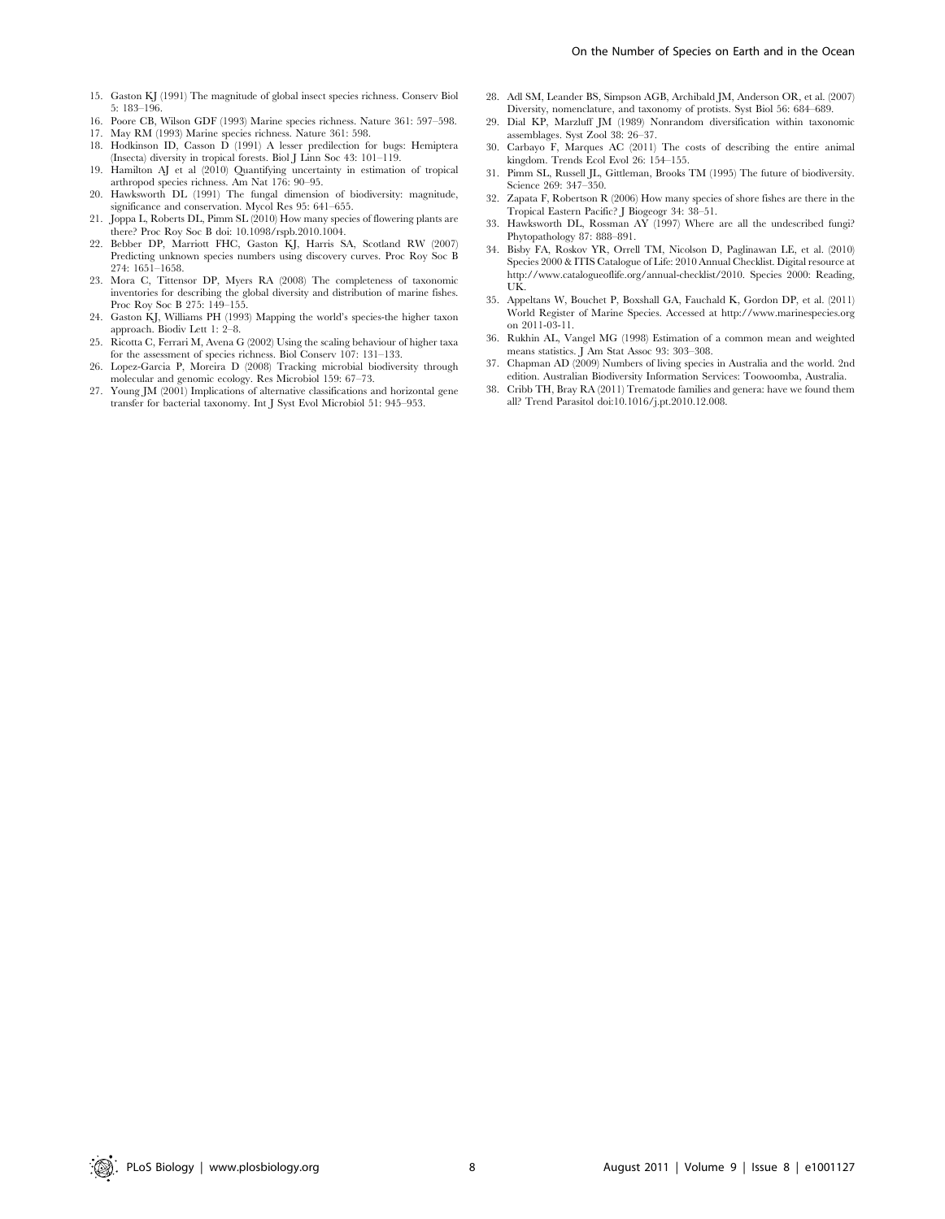15. Gaston KJ (1991) The magnitude of global insect species richness. Conserv Biol 5: 183–196.
16. Poore CB, Wilson GDF (1993) Marine species richness. Nature 361: 597–598.
17. May RM (1993) Marine species richness. Nature 361: 598.
18. Hodkinson ID, Casson D (1991) A lesser predilection for bugs: Hemiptera (Insecta) diversity in tropical forests. Biol J Linn Soc 43: 101–119.
19. Hamilton AJ et al (2010) Quantifying uncertainty in estimation of tropical arthropod species richness. Am Nat 176: 90–95.
20. Hawksworth DL (1991) The fungal dimension of biodiversity: magnitude, significance and conservation. Mycol Res 95: 641–655.
21. Joppa L, Roberts DL, Pimm SL (2010) How many species of flowering plants are there? Proc Roy Soc B doi: 10.1098/rspb.2010.1004.
22. Bebber DP, Marriott FHC, Gaston KJ, Harris SA, Scotland RW (2007) Predicting unknown species numbers using discovery curves. Proc Roy Soc B 274: 1651–1658.
23. Mora C, Tittensor DP, Myers RA (2008) The completeness of taxonomic inventories for describing the global diversity and distribution of marine fishes. Proc Roy Soc B 275: 149–155.
24. Gaston KJ, Williams PH (1993) Mapping the world's species-the higher taxon approach. Biodiv Lett 1: 2–8.
25. Ricotta C, Ferrari M, Avena G (2002) Using the scaling behaviour of higher taxa for the assessment of species richness. Biol Conserv 107: 131–133.
26. Lopez-Garcia P, Moreira D (2008) Tracking microbial biodiversity through molecular and genomic ecology. Res Microbiol 159: 67–73.
27. Young JM (2001) Implications of alternative classifications and horizontal gene transfer for bacterial taxonomy. Int J Syst Evol Microbiol 51: 945–953.
28. Adl SM, Leander BS, Simpson AGB, Archibald JM, Anderson OR, et al. (2007) Diversity, nomenclature, and taxonomy of protists. Syst Biol 56: 684–689.
29. Dial KP, Marzluff JM (1989) Nonrandom diversification within taxonomic assemblages. Syst Zool 38: 26–37.
30. Carbayo F, Marques AC (2011) The costs of describing the entire animal kingdom. Trends Ecol Evol 26: 154–155.
31. Pimm SL, Russell JL, Gittleman, Brooks TM (1995) The future of biodiversity. Science 269: 347–350.
32. Zapata F, Robertson R (2006) How many species of shore fishes are there in the Tropical Eastern Pacific? J Biogeogr 34: 38–51.
33. Hawksworth DL, Rossman AY (1997) Where are all the undescribed fungi? Phytopathology 87: 888–891.
34. Bisby FA, Roskov YR, Orrell TM, Nicolson D, Paglinawan LE, et al. (2010) Species 2000 & ITIS Catalogue of Life: 2010 Annual Checklist. Digital resource at http://www.catalogueoflife.org/annual-checklist/2010. Species 2000: Reading, UK.
35. Appeltans W, Bouchet P, Boxshall GA, Fauchald K, Gordon DP, et al. (2011) World Register of Marine Species. Accessed at http://www.marinespecies.org on 2011-03-11.
36. Rukhin AL, Vangel MG (1998) Estimation of a common mean and weighted means statistics. J Am Stat Assoc 93: 303–308.
37. Chapman AD (2009) Numbers of living species in Australia and the world. 2nd edition. Australian Biodiversity Information Services: Toowoomba, Australia.
38. Cribb TH, Bray RA (2011) Trematode families and genera: have we found them all? Trend Parasitol doi:10.1016/j.pt.2010.12.008.